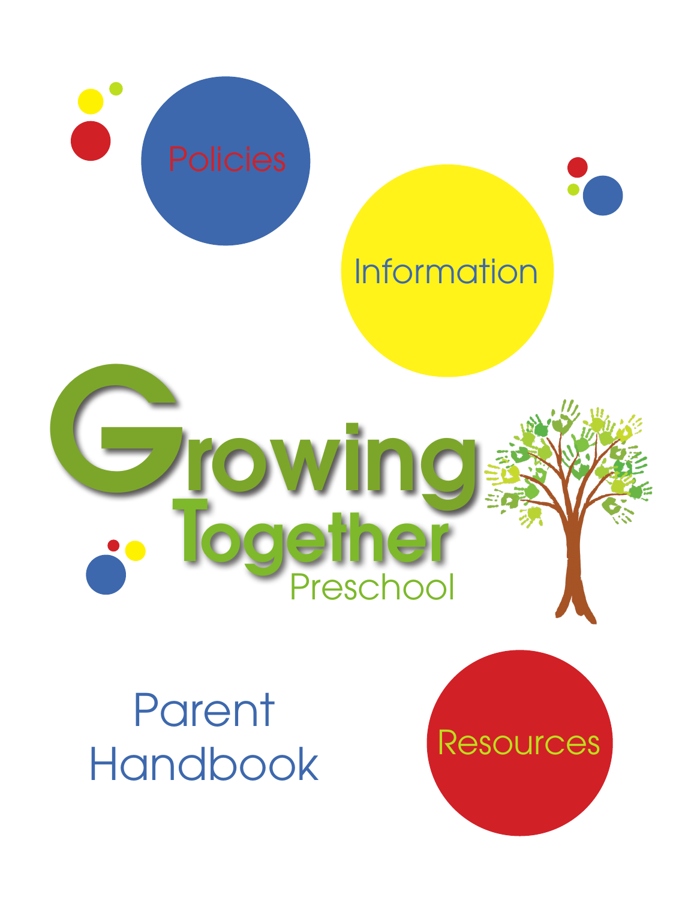Policies

Information

# Growing Together Preschool

## Parent Handbook

Resources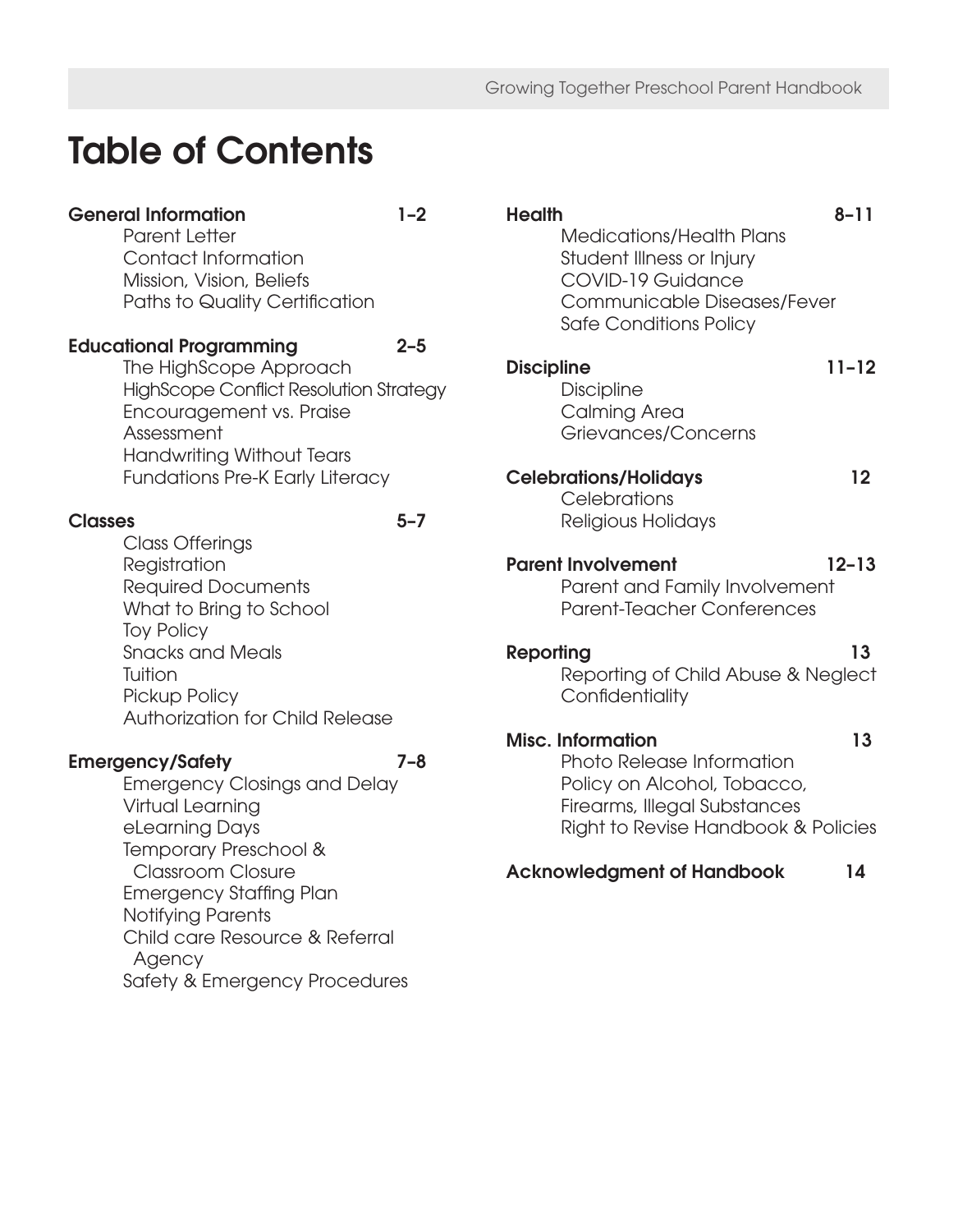# Table of Contents

**General Information** 1–2

- Parent Letter
- Contact Information
- Mission, Vision, Beliefs
- Paths to Quality Certification

**Educational Programming** 2–5

- The HighScope Approach
- HighScope Conflict Resolution Strategy
- Encouragement vs. Praise
- Assessment
- Handwriting Without Tears
- Fundations Pre-K Early Literacy

**Classes** 5–7

- Class Offerings
- Registration
- Required Documents
- What to Bring to School
- Toy Policy
- Snacks and Meals
- Tuition
- Pickup Policy
- Authorization for Child Release

**Emergency/Safety** 7–8

- Emergency Closings and Delay
- Virtual Learning
- eLearning Days
- Temporary Preschool & Classroom Closure
- Emergency Staffing Plan
- Notifying Parents
- Child care Resource & Referral Agency
- Safety & Emergency Procedures

**Health** 8–11

- Medications/Health Plans
- Student Illness or Injury
- COVID-19 Guidance
- Communicable Diseases/Fever
- Safe Conditions Policy

**Discipline** 11–12

- Discipline
- Calming Area
- Grievances/Concerns

**Celebrations/Holidays** 12

- Celebrations
- Religious Holidays

**Parent Involvement** 12–13

- Parent and Family Involvement
- Parent-Teacher Conferences

**Reporting** 13

- Reporting of Child Abuse & Neglect
- Confidentiality

**Misc. Information** 13

- Photo Release Information
- Policy on Alcohol, Tobacco, Firearms, Illegal Substances
- Right to Revise Handbook & Policies

**Acknowledgment of Handbook** 14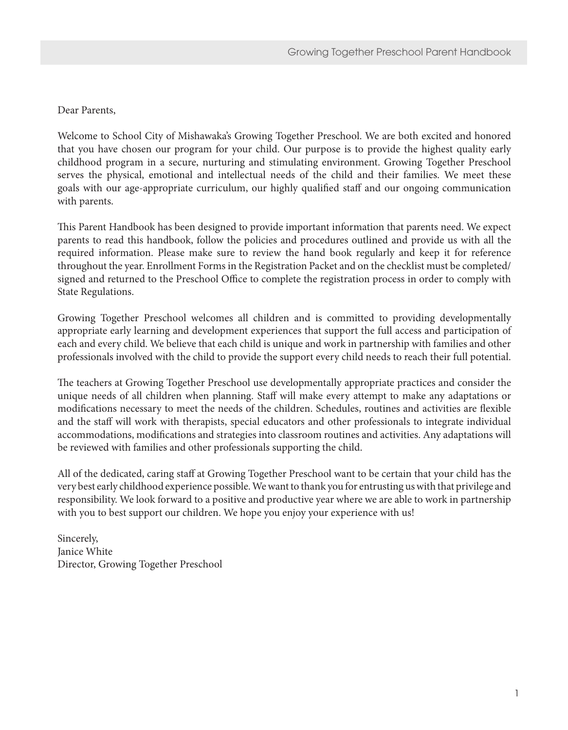Dear Parents,

Welcome to School City of Mishawaka's Growing Together Preschool. We are both excited and honored that you have chosen our program for your child. Our purpose is to provide the highest quality early childhood program in a secure, nurturing and stimulating environment. Growing Together Preschool serves the physical, emotional and intellectual needs of the child and their families. We meet these goals with our age-appropriate curriculum, our highly qualified staff and our ongoing communication with parents.

This Parent Handbook has been designed to provide important information that parents need. We expect parents to read this handbook, follow the policies and procedures outlined and provide us with all the required information. Please make sure to review the hand book regularly and keep it for reference throughout the year. Enrollment Forms in the Registration Packet and on the checklist must be completed/signed and returned to the Preschool Office to complete the registration process in order to comply with State Regulations.

Growing Together Preschool welcomes all children and is committed to providing developmentally appropriate early learning and development experiences that support the full access and participation of each and every child. We believe that each child is unique and work in partnership with families and other professionals involved with the child to provide the support every child needs to reach their full potential.

The teachers at Growing Together Preschool use developmentally appropriate practices and consider the unique needs of all children when planning. Staff will make every attempt to make any adaptations or modifications necessary to meet the needs of the children. Schedules, routines and activities are flexible and the staff will work with therapists, special educators and other professionals to integrate individual accommodations, modifications and strategies into classroom routines and activities. Any adaptations will be reviewed with families and other professionals supporting the child.

All of the dedicated, caring staff at Growing Together Preschool want to be certain that your child has the very best early childhood experience possible. We want to thank you for entrusting us with that privilege and responsibility. We look forward to a positive and productive year where we are able to work in partnership with you to best support our children. We hope you enjoy your experience with us!

Sincerely,
Janice White
Director, Growing Together Preschool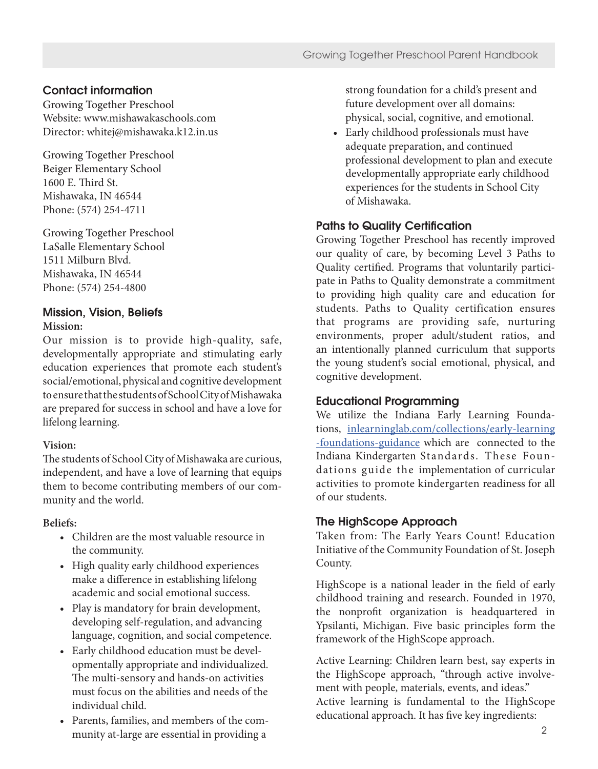## Contact information

Growing Together Preschool
Website: www.mishawakaschools.com
Director: whitej@mishawaka.k12.in.us

Growing Together Preschool
Beiger Elementary School
1600 E. Third St.
Mishawaka, IN 46544
Phone: (574) 254-4711

Growing Together Preschool
LaSalle Elementary School
1511 Milburn Blvd.
Mishawaka, IN 46544
Phone: (574) 254-4800

## Mission, Vision, Beliefs

**Mission:**

Our mission is to provide high-quality, safe, developmentally appropriate and stimulating early education experiences that promote each student's social/emotional, physical and cognitive development to ensure that the students of School City of Mishawaka are prepared for success in school and have a love for lifelong learning.

**Vision:**

The students of School City of Mishawaka are curious, independent, and have a love of learning that equips them to become contributing members of our community and the world.

**Beliefs:**

- Children are the most valuable resource in the community.
- High quality early childhood experiences make a difference in establishing lifelong academic and social emotional success.
- Play is mandatory for brain development, developing self-regulation, and advancing language, cognition, and social competence.
- Early childhood education must be developmentally appropriate and individualized. The multi-sensory and hands-on activities must focus on the abilities and needs of the individual child.
- Parents, families, and members of the community at-large are essential in providing a strong foundation for a child's present and future development over all domains: physical, social, cognitive, and emotional.
- Early childhood professionals must have adequate preparation, and continued professional development to plan and execute developmentally appropriate early childhood experiences for the students in School City of Mishawaka.

## Paths to Quality Certification

Growing Together Preschool has recently improved our quality of care, by becoming Level 3 Paths to Quality certified. Programs that voluntarily participate in Paths to Quality demonstrate a commitment to providing high quality care and education for students. Paths to Quality certification ensures that programs are providing safe, nurturing environments, proper adult/student ratios, and an intentionally planned curriculum that supports the young student's social emotional, physical, and cognitive development.

## Educational Programming

We utilize the Indiana Early Learning Foundations, [inlearninglab.com/collections/early-learning-foundations-guidance](inlearninglab.com/collections/early-learning-foundations-guidance) which are connected to the Indiana Kindergarten Standards. These Foundations guide the implementation of curricular activities to promote kindergarten readiness for all of our students.

## The HighScope Approach

Taken from: The Early Years Count! Education Initiative of the Community Foundation of St. Joseph County.

HighScope is a national leader in the field of early childhood training and research. Founded in 1970, the nonprofit organization is headquartered in Ypsilanti, Michigan. Five basic principles form the framework of the HighScope approach.

Active Learning: Children learn best, say experts in the HighScope approach, "through active involvement with people, materials, events, and ideas." Active learning is fundamental to the HighScope educational approach. It has five key ingredients: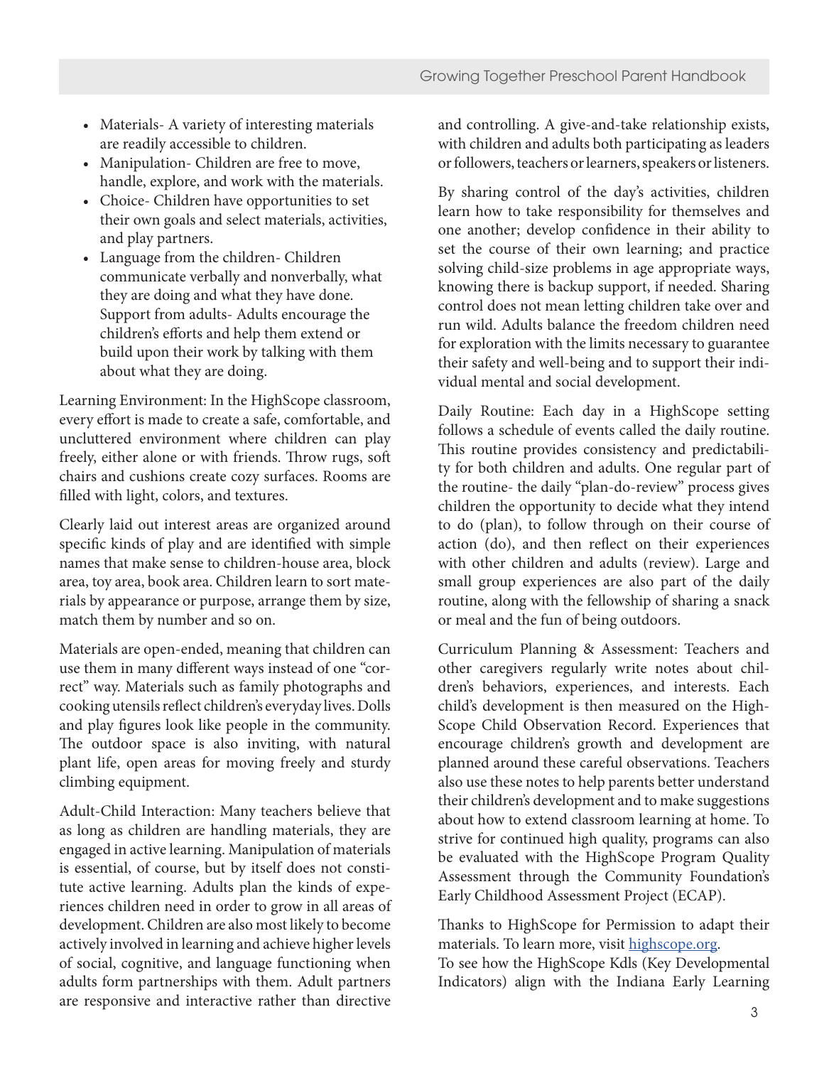- Materials- A variety of interesting materials are readily accessible to children.
- Manipulation- Children are free to move, handle, explore, and work with the materials.
- Choice- Children have opportunities to set their own goals and select materials, activities, and play partners.
- Language from the children- Children communicate verbally and nonverbally, what they are doing and what they have done. Support from adults- Adults encourage the children's efforts and help them extend or build upon their work by talking with them about what they are doing.

Learning Environment: In the HighScope classroom, every effort is made to create a safe, comfortable, and uncluttered environment where children can play freely, either alone or with friends. Throw rugs, soft chairs and cushions create cozy surfaces. Rooms are filled with light, colors, and textures.

Clearly laid out interest areas are organized around specific kinds of play and are identified with simple names that make sense to children-house area, block area, toy area, book area. Children learn to sort materials by appearance or purpose, arrange them by size, match them by number and so on.

Materials are open-ended, meaning that children can use them in many different ways instead of one "correct" way. Materials such as family photographs and cooking utensils reflect children's everyday lives. Dolls and play figures look like people in the community. The outdoor space is also inviting, with natural plant life, open areas for moving freely and sturdy climbing equipment.

Adult-Child Interaction: Many teachers believe that as long as children are handling materials, they are engaged in active learning. Manipulation of materials is essential, of course, but by itself does not constitute active learning. Adults plan the kinds of experiences children need in order to grow in all areas of development. Children are also most likely to become actively involved in learning and achieve higher levels of social, cognitive, and language functioning when adults form partnerships with them. Adult partners are responsive and interactive rather than directive and controlling. A give-and-take relationship exists, with children and adults both participating as leaders or followers, teachers or learners, speakers or listeners.

By sharing control of the day's activities, children learn how to take responsibility for themselves and one another; develop confidence in their ability to set the course of their own learning; and practice solving child-size problems in age appropriate ways, knowing there is backup support, if needed. Sharing control does not mean letting children take over and run wild. Adults balance the freedom children need for exploration with the limits necessary to guarantee their safety and well-being and to support their individual mental and social development.

Daily Routine: Each day in a HighScope setting follows a schedule of events called the daily routine. This routine provides consistency and predictability for both children and adults. One regular part of the routine- the daily "plan-do-review" process gives children the opportunity to decide what they intend to do (plan), to follow through on their course of action (do), and then reflect on their experiences with other children and adults (review). Large and small group experiences are also part of the daily routine, along with the fellowship of sharing a snack or meal and the fun of being outdoors.

Curriculum Planning & Assessment: Teachers and other caregivers regularly write notes about children's behaviors, experiences, and interests. Each child's development is then measured on the HighScope Child Observation Record. Experiences that encourage children's growth and development are planned around these careful observations. Teachers also use these notes to help parents better understand their children's development and to make suggestions about how to extend classroom learning at home. To strive for continued high quality, programs can also be evaluated with the HighScope Program Quality Assessment through the Community Foundation's Early Childhood Assessment Project (ECAP).

Thanks to HighScope for Permission to adapt their materials. To learn more, visit [highscope.org](highscope.org).
To see how the HighScope KdIs (Key Developmental Indicators) align with the Indiana Early Learning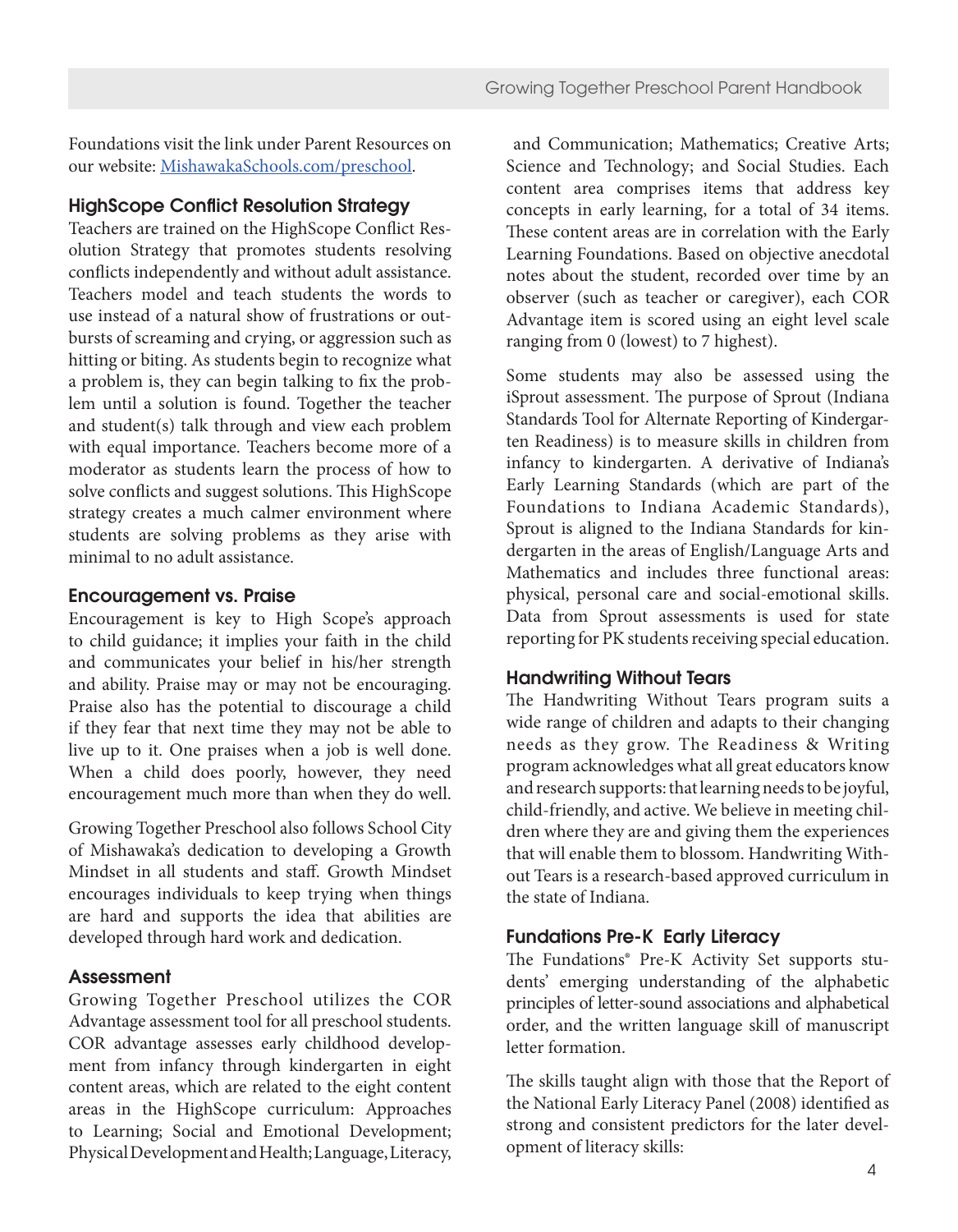Foundations visit the link under Parent Resources on our website: [MishawakaSchools.com/preschool](MishawakaSchools.com/preschool).

### HighScope Conflict Resolution Strategy

Teachers are trained on the HighScope Conflict Resolution Strategy that promotes students resolving conflicts independently and without adult assistance. Teachers model and teach students the words to use instead of a natural show of frustrations or outbursts of screaming and crying, or aggression such as hitting or biting. As students begin to recognize what a problem is, they can begin talking to fix the problem until a solution is found. Together the teacher and student(s) talk through and view each problem with equal importance. Teachers become more of a moderator as students learn the process of how to solve conflicts and suggest solutions. This HighScope strategy creates a much calmer environment where students are solving problems as they arise with minimal to no adult assistance.

### Encouragement vs. Praise

Encouragement is key to High Scope's approach to child guidance; it implies your faith in the child and communicates your belief in his/her strength and ability. Praise may or may not be encouraging. Praise also has the potential to discourage a child if they fear that next time they may not be able to live up to it. One praises when a job is well done. When a child does poorly, however, they need encouragement much more than when they do well.

Growing Together Preschool also follows School City of Mishawaka's dedication to developing a Growth Mindset in all students and staff. Growth Mindset encourages individuals to keep trying when things are hard and supports the idea that abilities are developed through hard work and dedication.

### Assessment

Growing Together Preschool utilizes the COR Advantage assessment tool for all preschool students. COR advantage assesses early childhood development from infancy through kindergarten in eight content areas, which are related to the eight content areas in the HighScope curriculum: Approaches to Learning; Social and Emotional Development; Physical Development and Health; Language, Literacy, and Communication; Mathematics; Creative Arts; Science and Technology; and Social Studies. Each content area comprises items that address key concepts in early learning, for a total of 34 items. These content areas are in correlation with the Early Learning Foundations. Based on objective anecdotal notes about the student, recorded over time by an observer (such as teacher or caregiver), each COR Advantage item is scored using an eight level scale ranging from 0 (lowest) to 7 highest).

Some students may also be assessed using the iSprout assessment. The purpose of Sprout (Indiana Standards Tool for Alternate Reporting of Kindergarten Readiness) is to measure skills in children from infancy to kindergarten. A derivative of Indiana's Early Learning Standards (which are part of the Foundations to Indiana Academic Standards), Sprout is aligned to the Indiana Standards for kindergarten in the areas of English/Language Arts and Mathematics and includes three functional areas: physical, personal care and social-emotional skills. Data from Sprout assessments is used for state reporting for PK students receiving special education.

### Handwriting Without Tears

The Handwriting Without Tears program suits a wide range of children and adapts to their changing needs as they grow. The Readiness & Writing program acknowledges what all great educators know and research supports: that learning needs to be joyful, child-friendly, and active. We believe in meeting children where they are and giving them the experiences that will enable them to blossom. Handwriting Without Tears is a research-based approved curriculum in the state of Indiana.

### Fundations Pre-K Early Literacy

The Fundations® Pre-K Activity Set supports students' emerging understanding of the alphabetic principles of letter-sound associations and alphabetical order, and the written language skill of manuscript letter formation.

The skills taught align with those that the Report of the National Early Literacy Panel (2008) identified as strong and consistent predictors for the later development of literacy skills: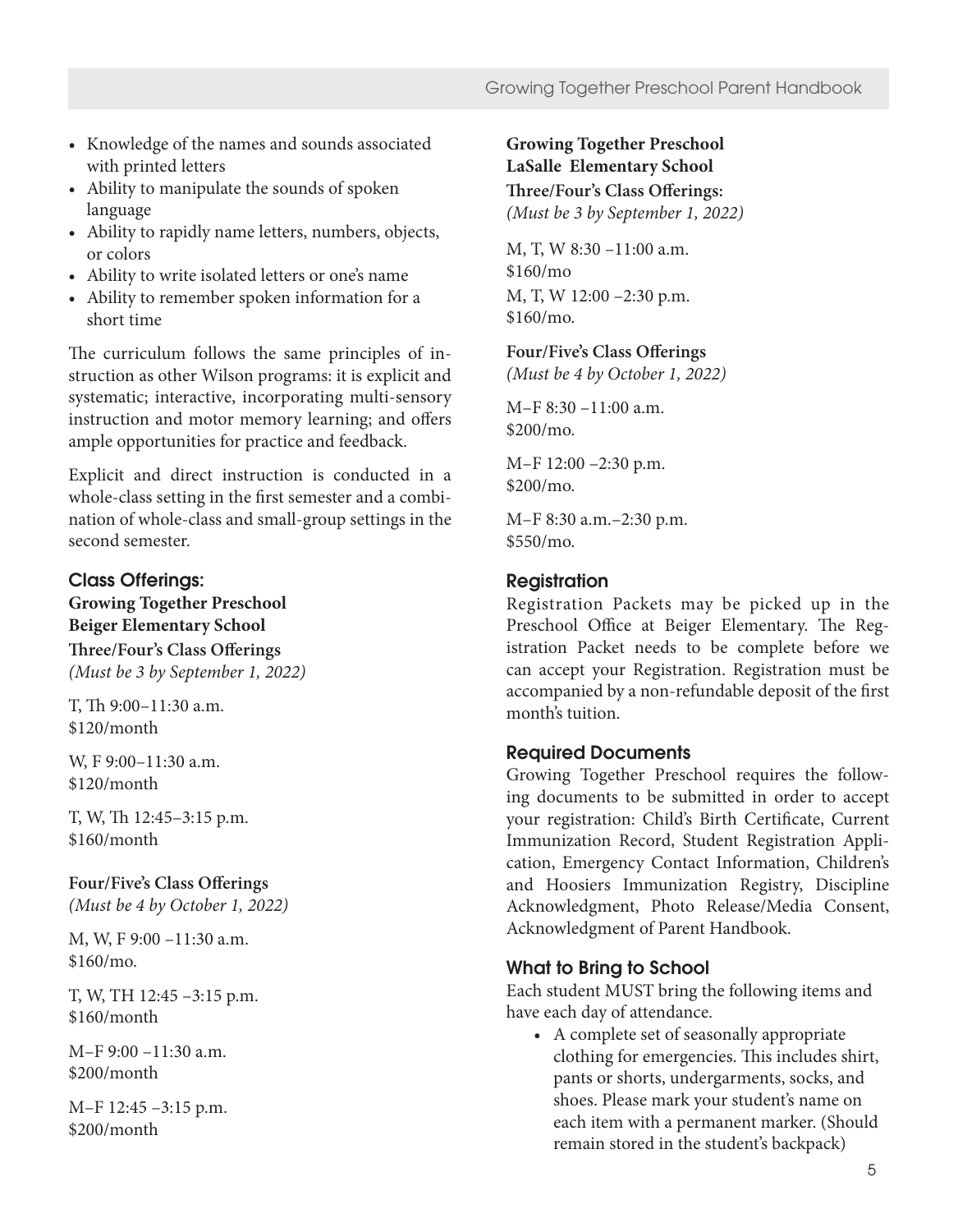- Knowledge of the names and sounds associated with printed letters
- Ability to manipulate the sounds of spoken language
- Ability to rapidly name letters, numbers, objects, or colors
- Ability to write isolated letters or one's name
- Ability to remember spoken information for a short time

The curriculum follows the same principles of instruction as other Wilson programs: it is explicit and systematic; interactive, incorporating multi-sensory instruction and motor memory learning; and offers ample opportunities for practice and feedback.

Explicit and direct instruction is conducted in a whole-class setting in the first semester and a combination of whole-class and small-group settings in the second semester.

## Class Offerings:

**Growing Together Preschool**
**Beiger Elementary School**

**Three/Four's Class Offerings**
*(Must be 3 by September 1, 2022)*

T, Th 9:00–11:30 a.m.
$120/month

W, F 9:00–11:30 a.m.
$120/month

T, W, Th 12:45–3:15 p.m.
$160/month

**Four/Five's Class Offerings**
*(Must be 4 by October 1, 2022)*

M, W, F 9:00 –11:30 a.m.
$160/mo.

T, W, TH 12:45 –3:15 p.m.
$160/month

M–F 9:00 –11:30 a.m.
$200/month

M–F 12:45 –3:15 p.m.
$200/month

**Growing Together Preschool**
**LaSalle Elementary School**

**Three/Four's Class Offerings:**
*(Must be 3 by September 1, 2022)*

M, T, W 8:30 –11:00 a.m.
$160/mo

M, T, W 12:00 –2:30 p.m.
$160/mo.

**Four/Five's Class Offerings**
*(Must be 4 by October 1, 2022)*

M–F 8:30 –11:00 a.m.
$200/mo.

M–F 12:00 –2:30 p.m.
$200/mo.

M–F 8:30 a.m.–2:30 p.m.
$550/mo.

## Registration

Registration Packets may be picked up in the Preschool Office at Beiger Elementary. The Registration Packet needs to be complete before we can accept your Registration. Registration must be accompanied by a non-refundable deposit of the first month's tuition.

## Required Documents

Growing Together Preschool requires the following documents to be submitted in order to accept your registration: Child's Birth Certificate, Current Immunization Record, Student Registration Application, Emergency Contact Information, Children's and Hoosiers Immunization Registry, Discipline Acknowledgment, Photo Release/Media Consent, Acknowledgment of Parent Handbook.

## What to Bring to School

Each student MUST bring the following items and have each day of attendance.

- A complete set of seasonally appropriate clothing for emergencies. This includes shirt, pants or shorts, undergarments, socks, and shoes. Please mark your student's name on each item with a permanent marker. (Should remain stored in the student's backpack)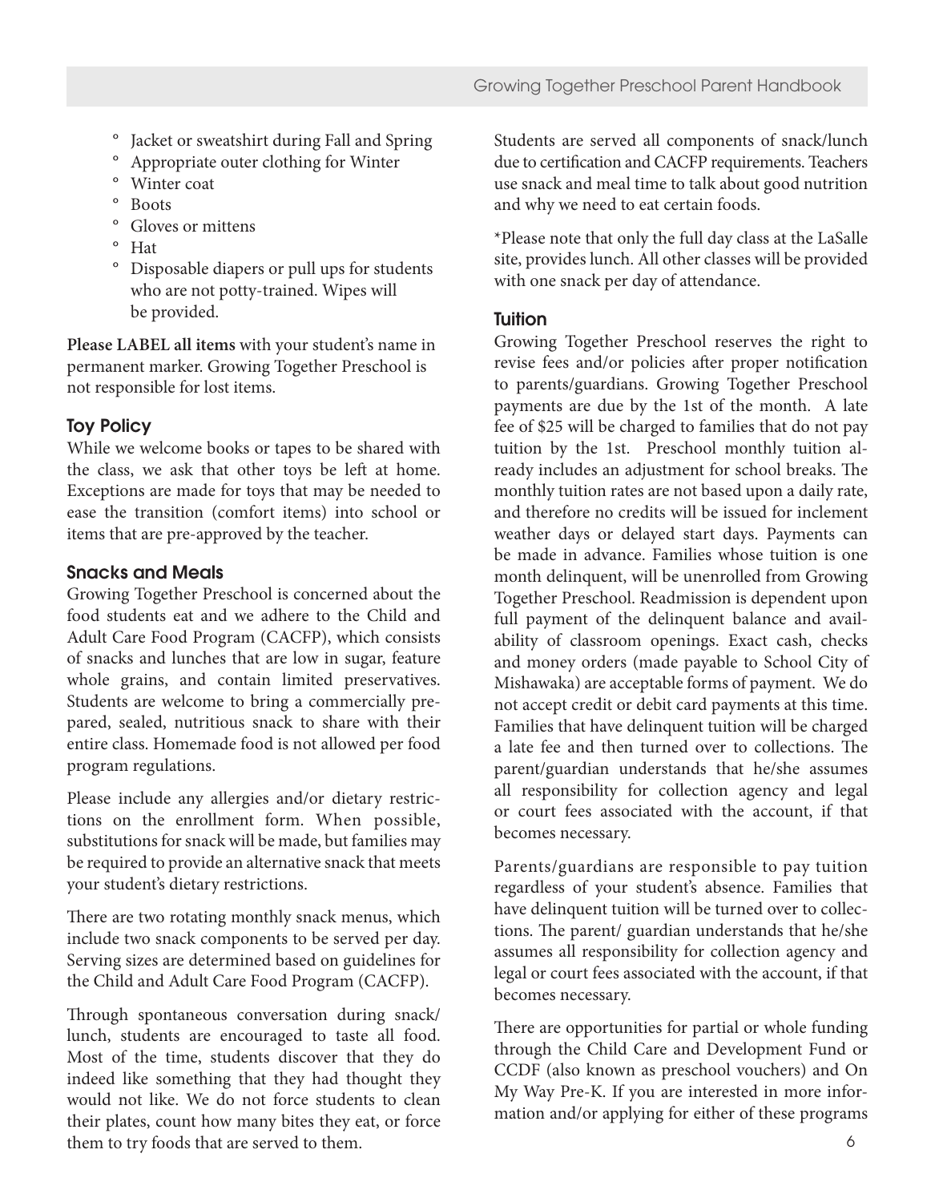- Jacket or sweatshirt during Fall and Spring
- Appropriate outer clothing for Winter
- Winter coat
- Boots
- Gloves or mittens
- Hat
- Disposable diapers or pull ups for students who are not potty-trained. Wipes will be provided.

**Please LABEL all items** with your student's name in permanent marker. Growing Together Preschool is not responsible for lost items.

### Toy Policy

While we welcome books or tapes to be shared with the class, we ask that other toys be left at home. Exceptions are made for toys that may be needed to ease the transition (comfort items) into school or items that are pre-approved by the teacher.

### Snacks and Meals

Growing Together Preschool is concerned about the food students eat and we adhere to the Child and Adult Care Food Program (CACFP), which consists of snacks and lunches that are low in sugar, feature whole grains, and contain limited preservatives. Students are welcome to bring a commercially prepared, sealed, nutritious snack to share with their entire class. Homemade food is not allowed per food program regulations.

Please include any allergies and/or dietary restrictions on the enrollment form. When possible, substitutions for snack will be made, but families may be required to provide an alternative snack that meets your student's dietary restrictions.

There are two rotating monthly snack menus, which include two snack components to be served per day. Serving sizes are determined based on guidelines for the Child and Adult Care Food Program (CACFP).

Through spontaneous conversation during snack/lunch, students are encouraged to taste all food. Most of the time, students discover that they do indeed like something that they had thought they would not like. We do not force students to clean their plates, count how many bites they eat, or force them to try foods that are served to them.

Students are served all components of snack/lunch due to certification and CACFP requirements. Teachers use snack and meal time to talk about good nutrition and why we need to eat certain foods.

*Please note that only the full day class at the LaSalle site, provides lunch. All other classes will be provided with one snack per day of attendance.

### Tuition

Growing Together Preschool reserves the right to revise fees and/or policies after proper notification to parents/guardians. Growing Together Preschool payments are due by the 1st of the month. A late fee of $25 will be charged to families that do not pay tuition by the 1st. Preschool monthly tuition already includes an adjustment for school breaks. The monthly tuition rates are not based upon a daily rate, and therefore no credits will be issued for inclement weather days or delayed start days. Payments can be made in advance. Families whose tuition is one month delinquent, will be unenrolled from Growing Together Preschool. Readmission is dependent upon full payment of the delinquent balance and availability of classroom openings. Exact cash, checks and money orders (made payable to School City of Mishawaka) are acceptable forms of payment. We do not accept credit or debit card payments at this time. Families that have delinquent tuition will be charged a late fee and then turned over to collections. The parent/guardian understands that he/she assumes all responsibility for collection agency and legal or court fees associated with the account, if that becomes necessary.

Parents/guardians are responsible to pay tuition regardless of your student's absence. Families that have delinquent tuition will be turned over to collections. The parent/ guardian understands that he/she assumes all responsibility for collection agency and legal or court fees associated with the account, if that becomes necessary.

There are opportunities for partial or whole funding through the Child Care and Development Fund or CCDF (also known as preschool vouchers) and On My Way Pre-K. If you are interested in more information and/or applying for either of these programs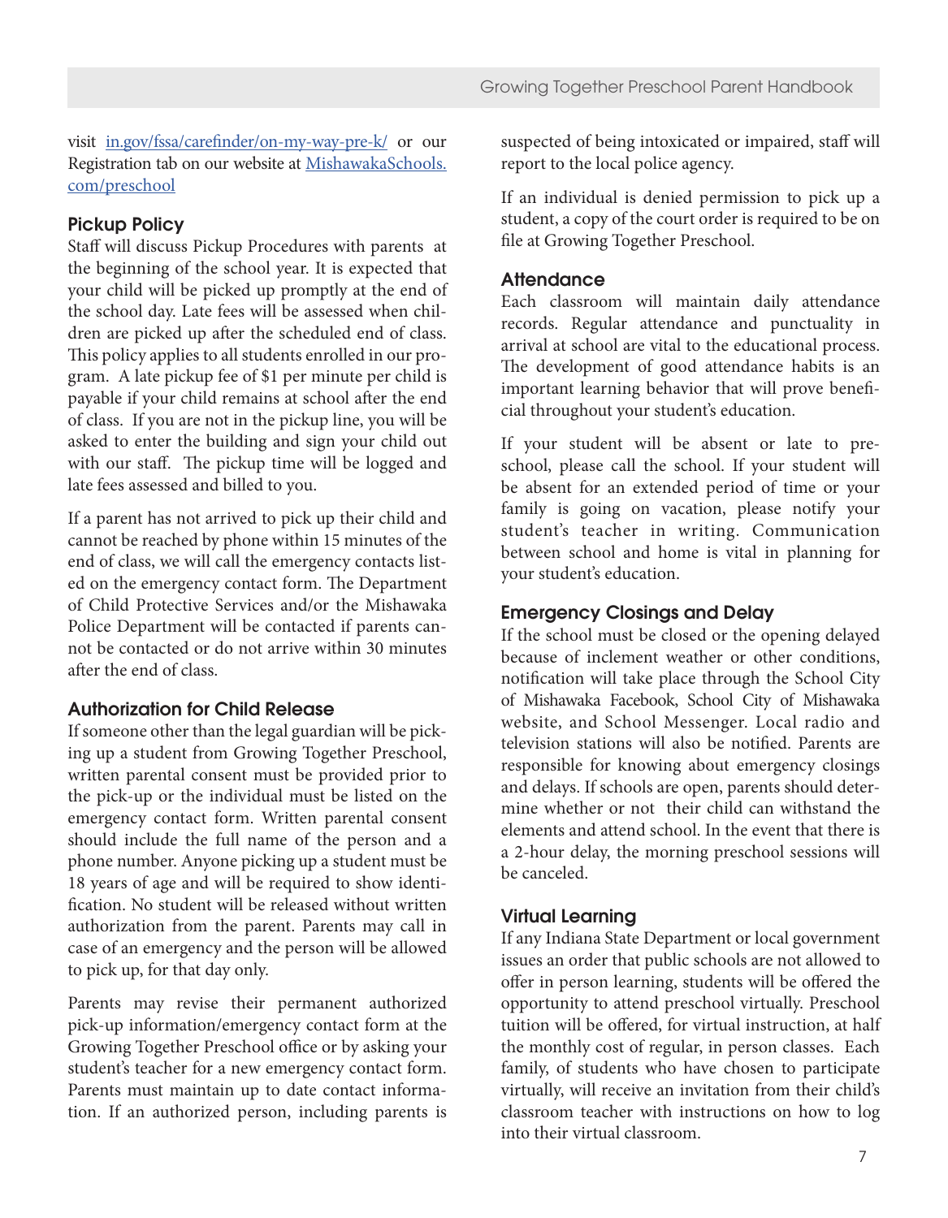visit [in.gov/fssa/carefinder/on-my-way-pre-k/](in.gov/fssa/carefinder/on-my-way-pre-k/) or our Registration tab on our website at [MishawakaSchools.com/preschool](MishawakaSchools.com/preschool)

### Pickup Policy

Staff will discuss Pickup Procedures with parents at the beginning of the school year. It is expected that your child will be picked up promptly at the end of the school day. Late fees will be assessed when children are picked up after the scheduled end of class. This policy applies to all students enrolled in our program. A late pickup fee of $1 per minute per child is payable if your child remains at school after the end of class. If you are not in the pickup line, you will be asked to enter the building and sign your child out with our staff. The pickup time will be logged and late fees assessed and billed to you.

If a parent has not arrived to pick up their child and cannot be reached by phone within 15 minutes of the end of class, we will call the emergency contacts listed on the emergency contact form. The Department of Child Protective Services and/or the Mishawaka Police Department will be contacted if parents cannot be contacted or do not arrive within 30 minutes after the end of class.

### Authorization for Child Release

If someone other than the legal guardian will be picking up a student from Growing Together Preschool, written parental consent must be provided prior to the pick-up or the individual must be listed on the emergency contact form. Written parental consent should include the full name of the person and a phone number. Anyone picking up a student must be 18 years of age and will be required to show identification. No student will be released without written authorization from the parent. Parents may call in case of an emergency and the person will be allowed to pick up, for that day only.

Parents may revise their permanent authorized pick-up information/emergency contact form at the Growing Together Preschool office or by asking your student's teacher for a new emergency contact form. Parents must maintain up to date contact information. If an authorized person, including parents is suspected of being intoxicated or impaired, staff will report to the local police agency.

If an individual is denied permission to pick up a student, a copy of the court order is required to be on file at Growing Together Preschool.

### Attendance

Each classroom will maintain daily attendance records. Regular attendance and punctuality in arrival at school are vital to the educational process. The development of good attendance habits is an important learning behavior that will prove beneficial throughout your student's education.

If your student will be absent or late to preschool, please call the school. If your student will be absent for an extended period of time or your family is going on vacation, please notify your student's teacher in writing. Communication between school and home is vital in planning for your student's education.

### Emergency Closings and Delay

If the school must be closed or the opening delayed because of inclement weather or other conditions, notification will take place through the School City of Mishawaka Facebook, School City of Mishawaka website, and School Messenger. Local radio and television stations will also be notified. Parents are responsible for knowing about emergency closings and delays. If schools are open, parents should determine whether or not their child can withstand the elements and attend school. In the event that there is a 2-hour delay, the morning preschool sessions will be canceled.

### Virtual Learning

If any Indiana State Department or local government issues an order that public schools are not allowed to offer in person learning, students will be offered the opportunity to attend preschool virtually. Preschool tuition will be offered, for virtual instruction, at half the monthly cost of regular, in person classes. Each family, of students who have chosen to participate virtually, will receive an invitation from their child's classroom teacher with instructions on how to log into their virtual classroom.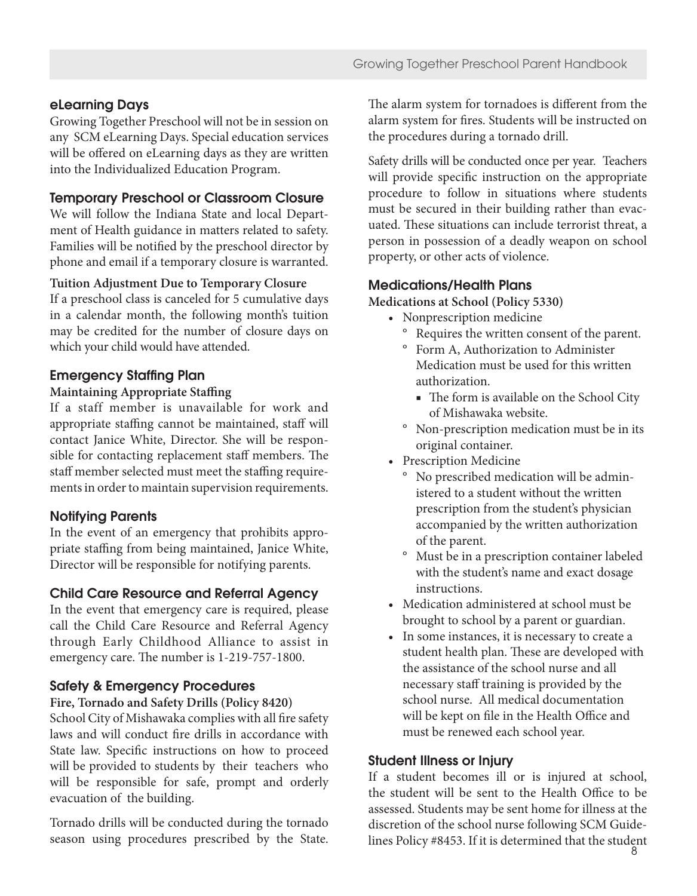## eLearning Days

Growing Together Preschool will not be in session on any SCM eLearning Days. Special education services will be offered on eLearning days as they are written into the Individualized Education Program.

## Temporary Preschool or Classroom Closure

We will follow the Indiana State and local Department of Health guidance in matters related to safety. Families will be notified by the preschool director by phone and email if a temporary closure is warranted.

**Tuition Adjustment Due to Temporary Closure**

If a preschool class is canceled for 5 cumulative days in a calendar month, the following month's tuition may be credited for the number of closure days on which your child would have attended.

## Emergency Staffing Plan

**Maintaining Appropriate Staffing**

If a staff member is unavailable for work and appropriate staffing cannot be maintained, staff will contact Janice White, Director. She will be responsible for contacting replacement staff members. The staff member selected must meet the staffing requirements in order to maintain supervision requirements.

## Notifying Parents

In the event of an emergency that prohibits appropriate staffing from being maintained, Janice White, Director will be responsible for notifying parents.

## Child Care Resource and Referral Agency

In the event that emergency care is required, please call the Child Care Resource and Referral Agency through Early Childhood Alliance to assist in emergency care. The number is 1-219-757-1800.

## Safety & Emergency Procedures

**Fire, Tornado and Safety Drills (Policy 8420)**

School City of Mishawaka complies with all fire safety laws and will conduct fire drills in accordance with State law. Specific instructions on how to proceed will be provided to students by their teachers who will be responsible for safe, prompt and orderly evacuation of the building.

Tornado drills will be conducted during the tornado season using procedures prescribed by the State. The alarm system for tornadoes is different from the alarm system for fires. Students will be instructed on the procedures during a tornado drill.

Safety drills will be conducted once per year. Teachers will provide specific instruction on the appropriate procedure to follow in situations where students must be secured in their building rather than evacuated. These situations can include terrorist threat, a person in possession of a deadly weapon on school property, or other acts of violence.

## Medications/Health Plans

**Medications at School (Policy 5330)**

- Nonprescription medicine
  - Requires the written consent of the parent.
  - Form A, Authorization to Administer Medication must be used for this written authorization.
    - The form is available on the School City of Mishawaka website.
  - Non-prescription medication must be in its original container.
- Prescription Medicine
  - No prescribed medication will be administered to a student without the written prescription from the student's physician accompanied by the written authorization of the parent.
  - Must be in a prescription container labeled with the student's name and exact dosage instructions.
- Medication administered at school must be brought to school by a parent or guardian.
- In some instances, it is necessary to create a student health plan. These are developed with the assistance of the school nurse and all necessary staff training is provided by the school nurse. All medical documentation will be kept on file in the Health Office and must be renewed each school year.

## Student Illness or Injury

If a student becomes ill or is injured at school, the student will be sent to the Health Office to be assessed. Students may be sent home for illness at the discretion of the school nurse following SCM Guidelines Policy #8453. If it is determined that the student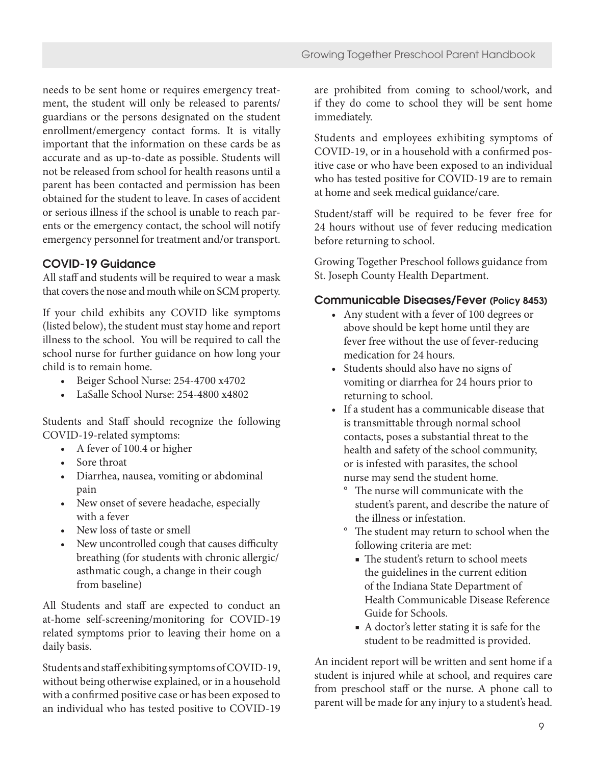needs to be sent home or requires emergency treatment, the student will only be released to parents/guardians or the persons designated on the student enrollment/emergency contact forms. It is vitally important that the information on these cards be as accurate and as up-to-date as possible. Students will not be released from school for health reasons until a parent has been contacted and permission has been obtained for the student to leave. In cases of accident or serious illness if the school is unable to reach parents or the emergency contact, the school will notify emergency personnel for treatment and/or transport.

### COVID-19 Guidance

All staff and students will be required to wear a mask that covers the nose and mouth while on SCM property.

If your child exhibits any COVID like symptoms (listed below), the student must stay home and report illness to the school. You will be required to call the school nurse for further guidance on how long your child is to remain home.

- Beiger School Nurse: 254-4700 x4702
- LaSalle School Nurse: 254-4800 x4802

Students and Staff should recognize the following COVID-19-related symptoms:

- A fever of 100.4 or higher
- Sore throat
- Diarrhea, nausea, vomiting or abdominal pain
- New onset of severe headache, especially with a fever
- New loss of taste or smell
- New uncontrolled cough that causes difficulty breathing (for students with chronic allergic/asthmatic cough, a change in their cough from baseline)

All Students and staff are expected to conduct an at-home self-screening/monitoring for COVID-19 related symptoms prior to leaving their home on a daily basis.

Students and staff exhibiting symptoms of COVID-19, without being otherwise explained, or in a household with a confirmed positive case or has been exposed to an individual who has tested positive to COVID-19 are prohibited from coming to school/work, and if they do come to school they will be sent home immediately.

Students and employees exhibiting symptoms of COVID-19, or in a household with a confirmed positive case or who have been exposed to an individual who has tested positive for COVID-19 are to remain at home and seek medical guidance/care.

Student/staff will be required to be fever free for 24 hours without use of fever reducing medication before returning to school.

Growing Together Preschool follows guidance from St. Joseph County Health Department.

### Communicable Diseases/Fever (Policy 8453)

- Any student with a fever of 100 degrees or above should be kept home until they are fever free without the use of fever-reducing medication for 24 hours.
- Students should also have no signs of vomiting or diarrhea for 24 hours prior to returning to school.
- If a student has a communicable disease that is transmittable through normal school contacts, poses a substantial threat to the health and safety of the school community, or is infested with parasites, the school nurse may send the student home.
    - The nurse will communicate with the student's parent, and describe the nature of the illness or infestation.
    - The student may return to school when the following criteria are met:
        - The student's return to school meets the guidelines in the current edition of the Indiana State Department of Health Communicable Disease Reference Guide for Schools.
        - A doctor's letter stating it is safe for the student to be readmitted is provided.

An incident report will be written and sent home if a student is injured while at school, and requires care from preschool staff or the nurse. A phone call to parent will be made for any injury to a student's head.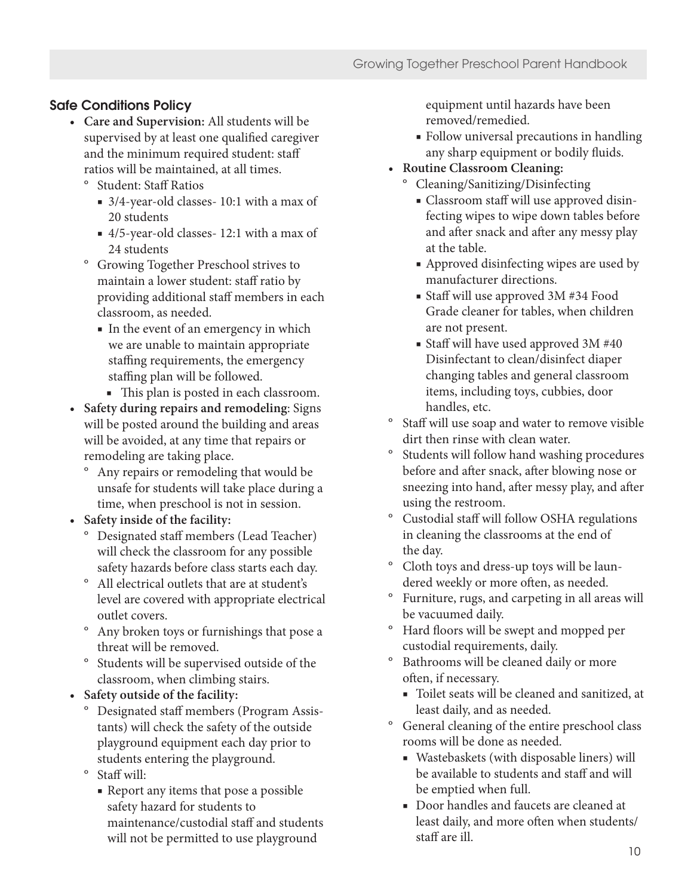### Safe Conditions Policy

- **Care and Supervision:** All students will be supervised by at least one qualified caregiver and the minimum required student: staff ratios will be maintained, at all times.
  - Student: Staff Ratios
    - 3/4-year-old classes- 10:1 with a max of 20 students
    - 4/5-year-old classes- 12:1 with a max of 24 students
  - Growing Together Preschool strives to maintain a lower student: staff ratio by providing additional staff members in each classroom, as needed.
    - In the event of an emergency in which we are unable to maintain appropriate staffing requirements, the emergency staffing plan will be followed.
      - This plan is posted in each classroom.
- **Safety during repairs and remodeling**: Signs will be posted around the building and areas will be avoided, at any time that repairs or remodeling are taking place.
  - Any repairs or remodeling that would be unsafe for students will take place during a time, when preschool is not in session.
- **Safety inside of the facility:**
  - Designated staff members (Lead Teacher) will check the classroom for any possible safety hazards before class starts each day.
  - All electrical outlets that are at student's level are covered with appropriate electrical outlet covers.
  - Any broken toys or furnishings that pose a threat will be removed.
  - Students will be supervised outside of the classroom, when climbing stairs.
- **Safety outside of the facility:**
  - Designated staff members (Program Assistants) will check the safety of the outside playground equipment each day prior to students entering the playground.
  - Staff will:
    - Report any items that pose a possible safety hazard for students to maintenance/custodial staff and students will not be permitted to use playground equipment until hazards have been removed/remedied.
    - Follow universal precautions in handling any sharp equipment or bodily fluids.
- **Routine Classroom Cleaning:**
  - Cleaning/Sanitizing/Disinfecting
    - Classroom staff will use approved disinfecting wipes to wipe down tables before and after snack and after any messy play at the table.
    - Approved disinfecting wipes are used by manufacturer directions.
    - Staff will use approved 3M #34 Food Grade cleaner for tables, when children are not present.
    - Staff will have used approved 3M #40 Disinfectant to clean/disinfect diaper changing tables and general classroom items, including toys, cubbies, door handles, etc.
  - Staff will use soap and water to remove visible dirt then rinse with clean water.
  - Students will follow hand washing procedures before and after snack, after blowing nose or sneezing into hand, after messy play, and after using the restroom.
  - Custodial staff will follow OSHA regulations in cleaning the classrooms at the end of the day.
  - Cloth toys and dress-up toys will be laundered weekly or more often, as needed.
  - Furniture, rugs, and carpeting in all areas will be vacuumed daily.
  - Hard floors will be swept and mopped per custodial requirements, daily.
  - Bathrooms will be cleaned daily or more often, if necessary.
    - Toilet seats will be cleaned and sanitized, at least daily, and as needed.
  - General cleaning of the entire preschool class rooms will be done as needed.
    - Wastebaskets (with disposable liners) will be available to students and staff and will be emptied when full.
    - Door handles and faucets are cleaned at least daily, and more often when students/staff are ill.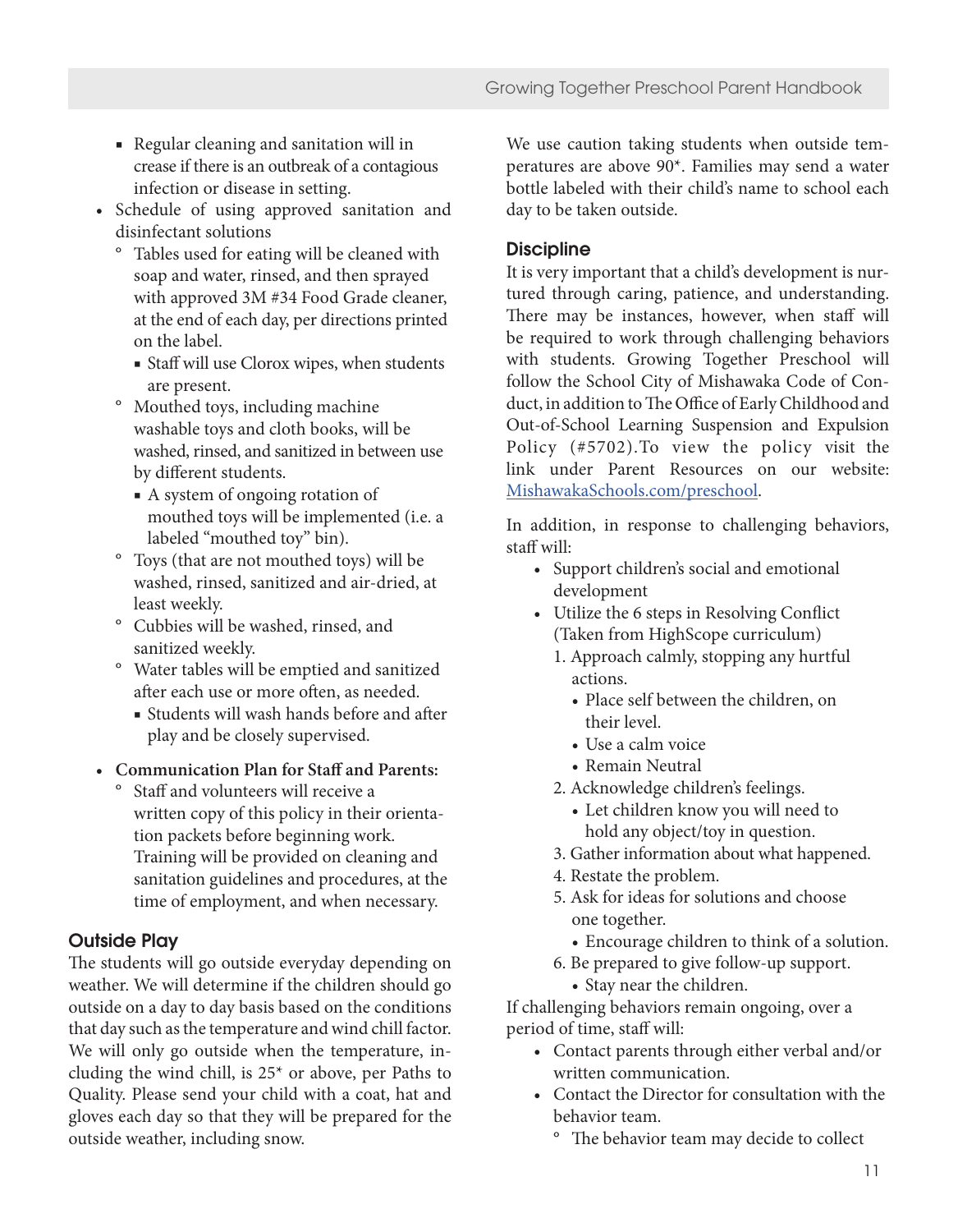- Regular cleaning and sanitation will in crease if there is an outbreak of a contagious infection or disease in setting.
- Schedule of using approved sanitation and disinfectant solutions
  - Tables used for eating will be cleaned with soap and water, rinsed, and then sprayed with approved 3M #34 Food Grade cleaner, at the end of each day, per directions printed on the label.
    - Staff will use Clorox wipes, when students are present.
  - Mouthed toys, including machine washable toys and cloth books, will be washed, rinsed, and sanitized in between use by different students.
    - A system of ongoing rotation of mouthed toys will be implemented (i.e. a labeled "mouthed toy" bin).
  - Toys (that are not mouthed toys) will be washed, rinsed, sanitized and air-dried, at least weekly.
  - Cubbies will be washed, rinsed, and sanitized weekly.
  - Water tables will be emptied and sanitized after each use or more often, as needed.
    - Students will wash hands before and after play and be closely supervised.
- **Communication Plan for Staff and Parents:**
  - Staff and volunteers will receive a written copy of this policy in their orientation packets before beginning work. Training will be provided on cleaning and sanitation guidelines and procedures, at the time of employment, and when necessary.

## Outside Play

The students will go outside everyday depending on weather. We will determine if the children should go outside on a day to day basis based on the conditions that day such as the temperature and wind chill factor. We will only go outside when the temperature, including the wind chill, is 25* or above, per Paths to Quality. Please send your child with a coat, hat and gloves each day so that they will be prepared for the outside weather, including snow.

We use caution taking students when outside temperatures are above 90*. Families may send a water bottle labeled with their child's name to school each day to be taken outside.

## Discipline

It is very important that a child's development is nurtured through caring, patience, and understanding. There may be instances, however, when staff will be required to work through challenging behaviors with students. Growing Together Preschool will follow the School City of Mishawaka Code of Conduct, in addition to The Office of Early Childhood and Out-of-School Learning Suspension and Expulsion Policy (#5702).To view the policy visit the link under Parent Resources on our website: [MishawakaSchools.com/preschool](MishawakaSchools.com/preschool).

In addition, in response to challenging behaviors, staff will:

- Support children's social and emotional development
- Utilize the 6 steps in Resolving Conflict (Taken from HighScope curriculum)
  1. Approach calmly, stopping any hurtful actions.
     - Place self between the children, on their level.
     - Use a calm voice
     - Remain Neutral
  2. Acknowledge children's feelings.
     - Let children know you will need to hold any object/toy in question.
  3. Gather information about what happened.
  4. Restate the problem.
  5. Ask for ideas for solutions and choose one together.
     - Encourage children to think of a solution.
  6. Be prepared to give follow-up support.
     - Stay near the children.

If challenging behaviors remain ongoing, over a period of time, staff will:

- Contact parents through either verbal and/or written communication.
- Contact the Director for consultation with the behavior team.
  - The behavior team may decide to collect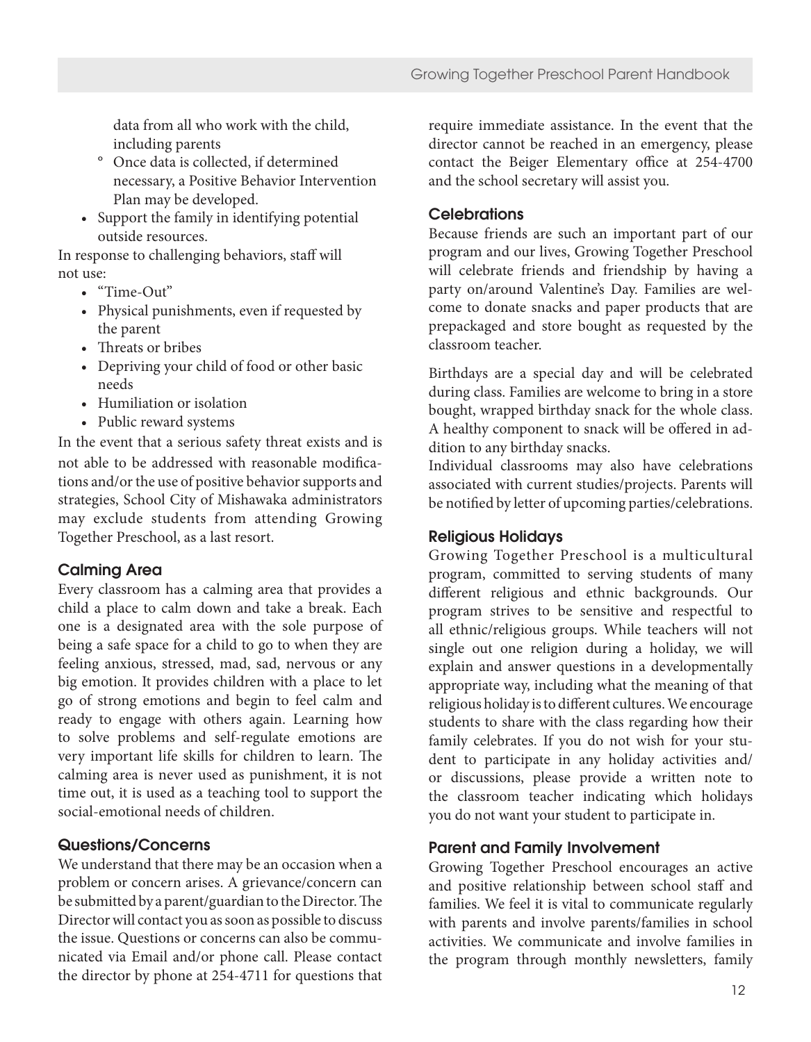data from all who work with the child, including parents
  - Once data is collected, if determined necessary, a Positive Behavior Intervention Plan may be developed.
- Support the family in identifying potential outside resources.

In response to challenging behaviors, staff will not use:

- "Time-Out"
- Physical punishments, even if requested by the parent
- Threats or bribes
- Depriving your child of food or other basic needs
- Humiliation or isolation
- Public reward systems

In the event that a serious safety threat exists and is not able to be addressed with reasonable modifications and/or the use of positive behavior supports and strategies, School City of Mishawaka administrators may exclude students from attending Growing Together Preschool, as a last resort.

### Calming Area

Every classroom has a calming area that provides a child a place to calm down and take a break. Each one is a designated area with the sole purpose of being a safe space for a child to go to when they are feeling anxious, stressed, mad, sad, nervous or any big emotion. It provides children with a place to let go of strong emotions and begin to feel calm and ready to engage with others again. Learning how to solve problems and self-regulate emotions are very important life skills for children to learn. The calming area is never used as punishment, it is not time out, it is used as a teaching tool to support the social-emotional needs of children.

### Questions/Concerns

We understand that there may be an occasion when a problem or concern arises. A grievance/concern can be submitted by a parent/guardian to the Director. The Director will contact you as soon as possible to discuss the issue. Questions or concerns can also be communicated via Email and/or phone call. Please contact the director by phone at 254-4711 for questions that require immediate assistance. In the event that the director cannot be reached in an emergency, please contact the Beiger Elementary office at 254-4700 and the school secretary will assist you.

### Celebrations

Because friends are such an important part of our program and our lives, Growing Together Preschool will celebrate friends and friendship by having a party on/around Valentine's Day. Families are welcome to donate snacks and paper products that are prepackaged and store bought as requested by the classroom teacher.

Birthdays are a special day and will be celebrated during class. Families are welcome to bring in a store bought, wrapped birthday snack for the whole class. A healthy component to snack will be offered in addition to any birthday snacks.

Individual classrooms may also have celebrations associated with current studies/projects. Parents will be notified by letter of upcoming parties/celebrations.

### Religious Holidays

Growing Together Preschool is a multicultural program, committed to serving students of many different religious and ethnic backgrounds. Our program strives to be sensitive and respectful to all ethnic/religious groups. While teachers will not single out one religion during a holiday, we will explain and answer questions in a developmentally appropriate way, including what the meaning of that religious holiday is to different cultures. We encourage students to share with the class regarding how their family celebrates. If you do not wish for your student to participate in any holiday activities and/or discussions, please provide a written note to the classroom teacher indicating which holidays you do not want your student to participate in.

### Parent and Family Involvement

Growing Together Preschool encourages an active and positive relationship between school staff and families. We feel it is vital to communicate regularly with parents and involve parents/families in school activities. We communicate and involve families in the program through monthly newsletters, family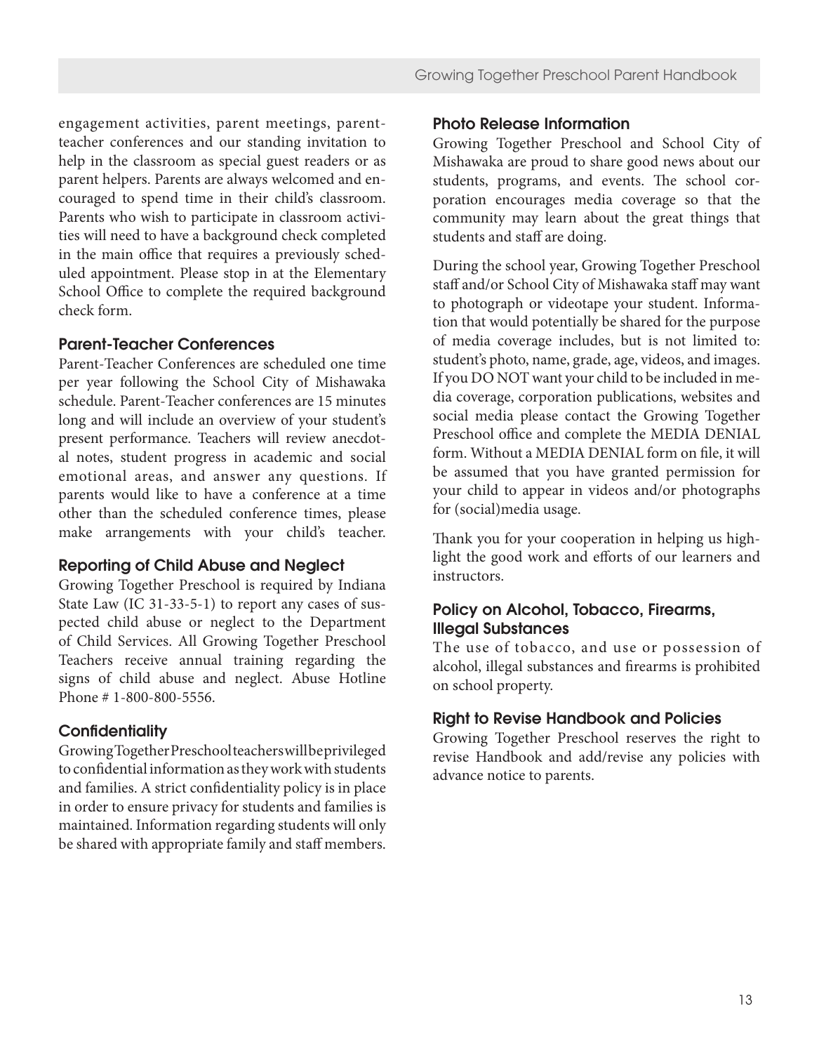engagement activities, parent meetings, parent-teacher conferences and our standing invitation to help in the classroom as special guest readers or as parent helpers. Parents are always welcomed and encouraged to spend time in their child's classroom. Parents who wish to participate in classroom activities will need to have a background check completed in the main office that requires a previously scheduled appointment. Please stop in at the Elementary School Office to complete the required background check form.

### Parent-Teacher Conferences

Parent-Teacher Conferences are scheduled one time per year following the School City of Mishawaka schedule. Parent-Teacher conferences are 15 minutes long and will include an overview of your student's present performance. Teachers will review anecdotal notes, student progress in academic and social emotional areas, and answer any questions. If parents would like to have a conference at a time other than the scheduled conference times, please make arrangements with your child's teacher.

### Reporting of Child Abuse and Neglect

Growing Together Preschool is required by Indiana State Law (IC 31-33-5-1) to report any cases of suspected child abuse or neglect to the Department of Child Services. All Growing Together Preschool Teachers receive annual training regarding the signs of child abuse and neglect. Abuse Hotline Phone # 1-800-800-5556.

### Confidentiality

Growing Together Preschool teachers will be privileged to confidential information as they work with students and families. A strict confidentiality policy is in place in order to ensure privacy for students and families is maintained. Information regarding students will only be shared with appropriate family and staff members.

### Photo Release Information

Growing Together Preschool and School City of Mishawaka are proud to share good news about our students, programs, and events. The school corporation encourages media coverage so that the community may learn about the great things that students and staff are doing.

During the school year, Growing Together Preschool staff and/or School City of Mishawaka staff may want to photograph or videotape your student. Information that would potentially be shared for the purpose of media coverage includes, but is not limited to: student's photo, name, grade, age, videos, and images. If you DO NOT want your child to be included in media coverage, corporation publications, websites and social media please contact the Growing Together Preschool office and complete the MEDIA DENIAL form. Without a MEDIA DENIAL form on file, it will be assumed that you have granted permission for your child to appear in videos and/or photographs for (social)media usage.

Thank you for your cooperation in helping us highlight the good work and efforts of our learners and instructors.

### Policy on Alcohol, Tobacco, Firearms, Illegal Substances

The use of tobacco, and use or possession of alcohol, illegal substances and firearms is prohibited on school property.

### Right to Revise Handbook and Policies

Growing Together Preschool reserves the right to revise Handbook and add/revise any policies with advance notice to parents.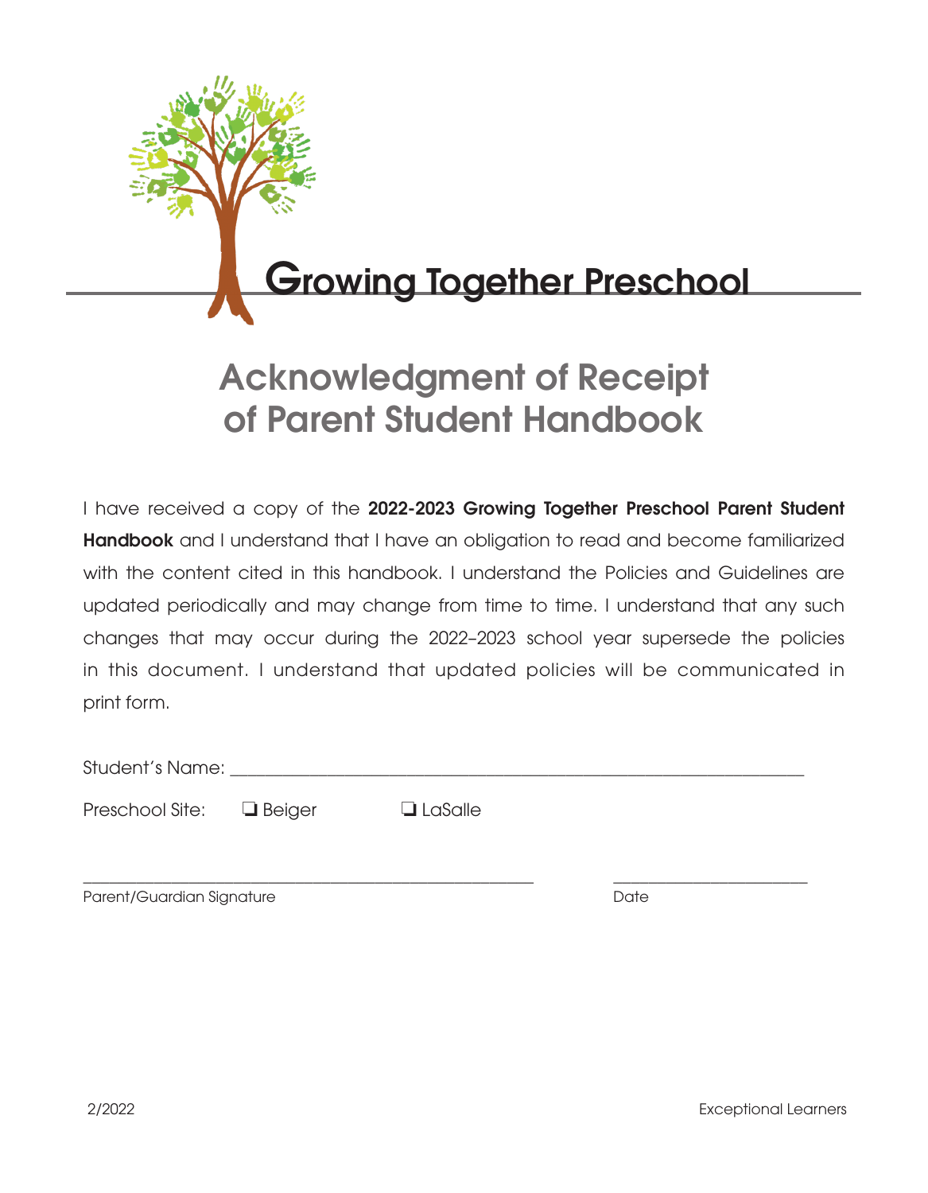# Growing Together Preschool

## Acknowledgment of Receipt of Parent Student Handbook

I have received a copy of the **2022-2023 Growing Together Preschool Parent Student Handbook** and I understand that I have an obligation to read and become familiarized with the content cited in this handbook. I understand the Policies and Guidelines are updated periodically and may change from time to time. I understand that any such changes that may occur during the 2022–2023 school year supersede the policies in this document. I understand that updated policies will be communicated in print form.

Student's Name: ___________________________________________________________

Preschool Site: ❑ Beiger ❑ LaSalle

_______________________________________________ _____________________

Parent/Guardian Signature Date

2/2022 Exceptional Learners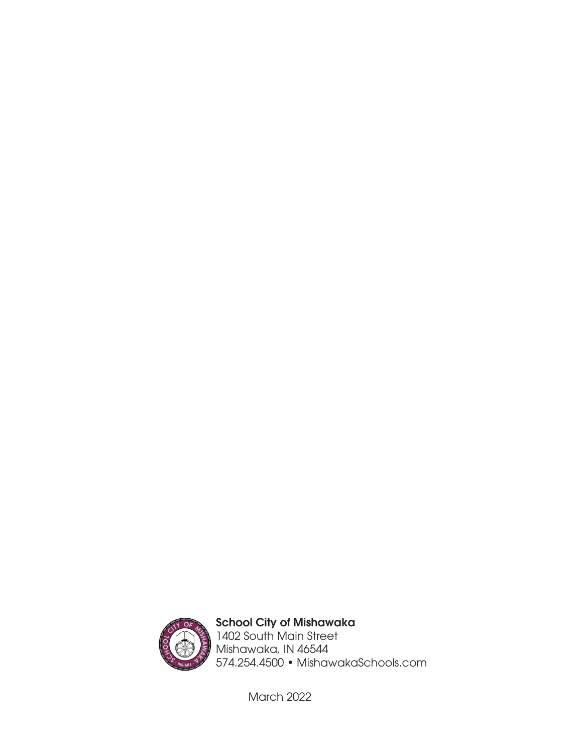**School City of Mishawaka**
1402 South Main Street
Mishawaka, IN 46544
574.254.4500 • MishawakaSchools.com

March 2022